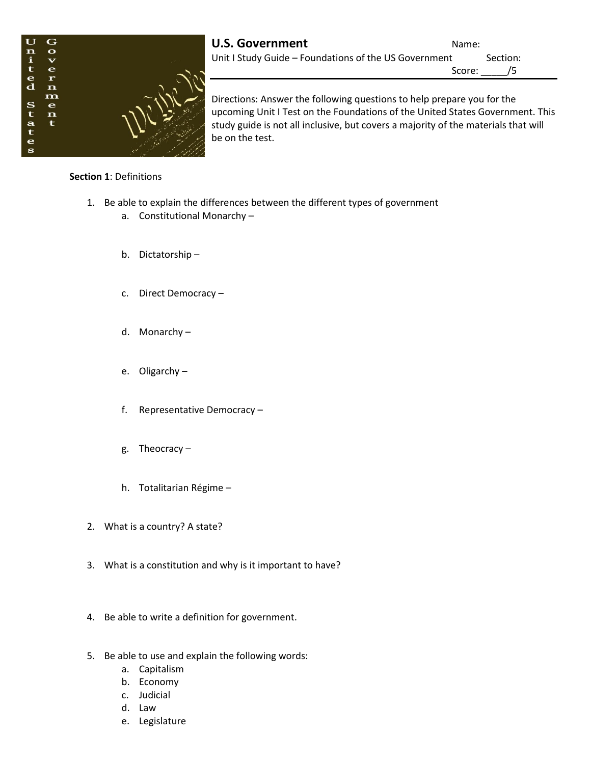# U.S. Government

Unit I Study Guide – Foundations of the US Government

Name:

Section:

Score: _____/5

Directions: Answer the following questions to help prepare you for the upcoming Unit I Test on the Foundations of the United States Government. This study guide is not all inclusive, but covers a majority of the materials that will be on the test.

**Section 1**: Definitions

1. Be able to explain the differences between the different types of government
   a. Constitutional Monarchy –
   b. Dictatorship –
   c. Direct Democracy –
   d. Monarchy –
   e. Oligarchy –
   f. Representative Democracy –
   g. Theocracy –
   h. Totalitarian Régime –
2. What is a country? A state?
3. What is a constitution and why is it important to have?
4. Be able to write a definition for government.
5. Be able to use and explain the following words:
   a. Capitalism
   b. Economy
   c. Judicial
   d. Law
   e. Legislature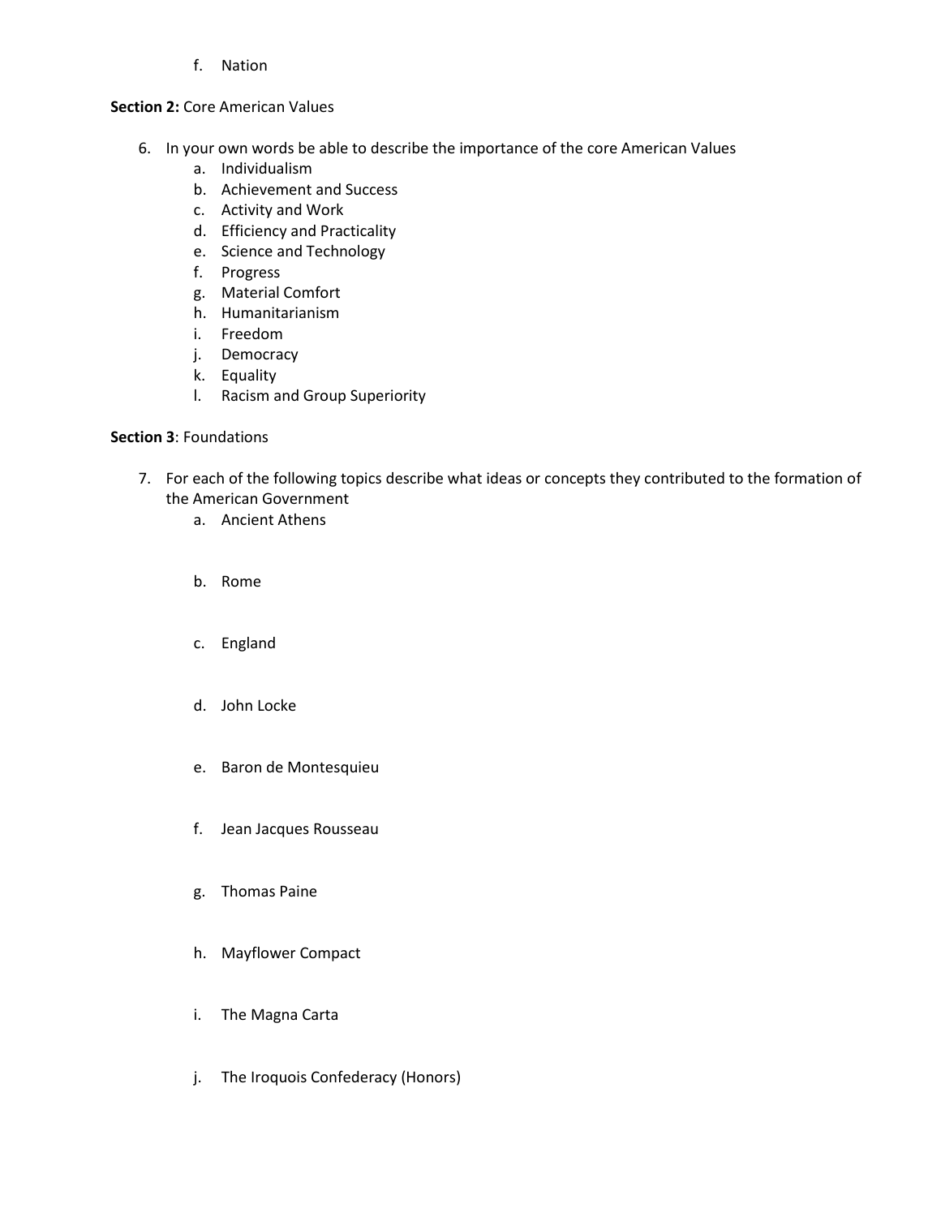f. Nation

**Section 2:** Core American Values

6. In your own words be able to describe the importance of the core American Values
    a. Individualism
    b. Achievement and Success
    c. Activity and Work
    d. Efficiency and Practicality
    e. Science and Technology
    f. Progress
    g. Material Comfort
    h. Humanitarianism
    i. Freedom
    j. Democracy
    k. Equality
    l. Racism and Group Superiority

**Section 3**: Foundations

7. For each of the following topics describe what ideas or concepts they contributed to the formation of the American Government
    a. Ancient Athens
    b. Rome
    c. England
    d. John Locke
    e. Baron de Montesquieu
    f. Jean Jacques Rousseau
    g. Thomas Paine
    h. Mayflower Compact
    i. The Magna Carta
    j. The Iroquois Confederacy (Honors)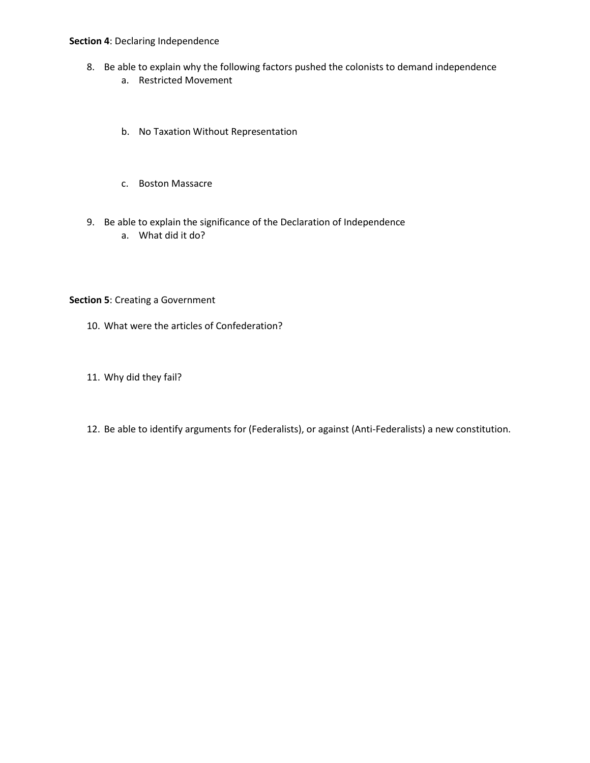**Section 4**: Declaring Independence

8. Be able to explain why the following factors pushed the colonists to demand independence
    a. Restricted Movement

    b. No Taxation Without Representation

    c. Boston Massacre

9. Be able to explain the significance of the Declaration of Independence
    a. What did it do?

**Section 5**: Creating a Government

10. What were the articles of Confederation?

11. Why did they fail?

12. Be able to identify arguments for (Federalists), or against (Anti-Federalists) a new constitution.